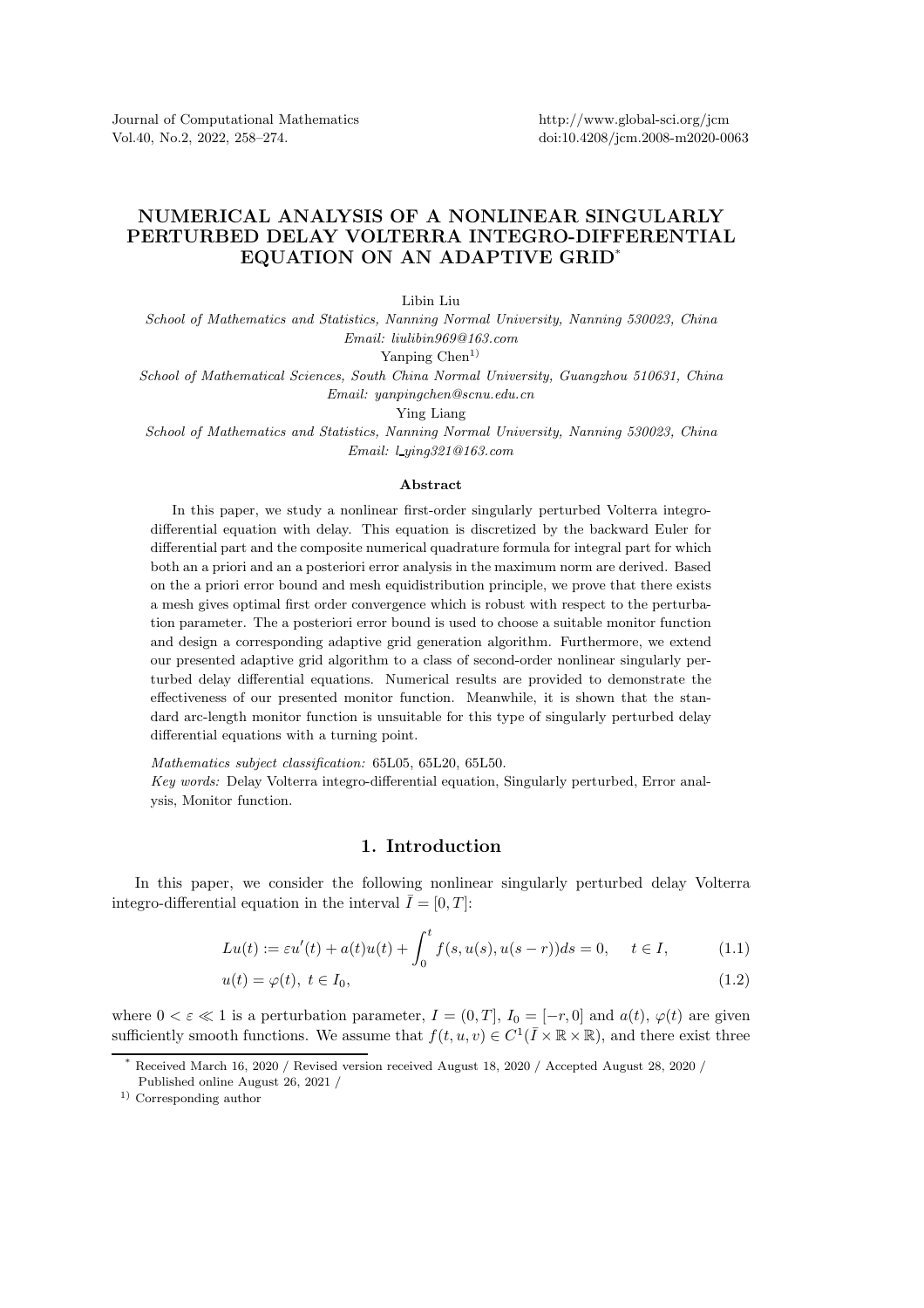# NUMERICAL ANALYSIS OF A NONLINEAR SINGULARLY PERTURBED DELAY VOLTERRA INTEGRO-DIFFERENTIAL EQUATION ON AN ADAPTIVE GRID*

Libin Liu

*School of Mathematics and Statistics, Nanning Normal University, Nanning 530023, China*
*Email: liulibin969@163.com*

Yanping Chen[1]

*School of Mathematical Sciences, South China Normal University, Guangzhou 510631, China*
*Email: yanpingchen@scnu.edu.cn*

Ying Liang

*School of Mathematics and Statistics, Nanning Normal University, Nanning 530023, China*
*Email: l_ying321@163.com*

### Abstract

In this paper, we study a nonlinear first-order singularly perturbed Volterra integro-differential equation with delay. This equation is discretized by the backward Euler for differential part and the composite numerical quadrature formula for integral part for which both an a priori and an a posteriori error analysis in the maximum norm are derived. Based on the a priori error bound and mesh equidistribution principle, we prove that there exists a mesh gives optimal first order convergence which is robust with respect to the perturbation parameter. The a posteriori error bound is used to choose a suitable monitor function and design a corresponding adaptive grid generation algorithm. Furthermore, we extend our presented adaptive grid algorithm to a class of second-order nonlinear singularly perturbed delay differential equations. Numerical results are provided to demonstrate the effectiveness of our presented monitor function. Meanwhile, it is shown that the standard arc-length monitor function is unsuitable for this type of singularly perturbed delay differential equations with a turning point.

*Mathematics subject classification:* 65L05, 65L20, 65L50.

*Key words:* Delay Volterra integro-differential equation, Singularly perturbed, Error analysis, Monitor function.

## 1. Introduction

In this paper, we consider the following nonlinear singularly perturbed delay Volterra integro-differential equation in the interval $\bar{I} = [0, T]$:

$$Lu(t) := \varepsilon u'(t) + a(t)u(t) + \int_0^t f(s, u(s), u(s-r))ds = 0, \quad t \in I, \tag{1.1}$$

$$u(t) = \varphi(t), \ t \in I_0, \tag{1.2}$$

where $0 < \varepsilon \ll 1$ is a perturbation parameter, $I = (0, T]$, $I_0 = [-r, 0]$ and $a(t)$, $\varphi(t)$ are given sufficiently smooth functions. We assume that $f(t, u, v) \in C^1(\bar{I} \times \mathbb{R} \times \mathbb{R})$, and there exist three

---

* Received March 16, 2020 / Revised version received August 18, 2020 / Accepted August 28, 2020 / Published online August 26, 2021 /

1) Corresponding author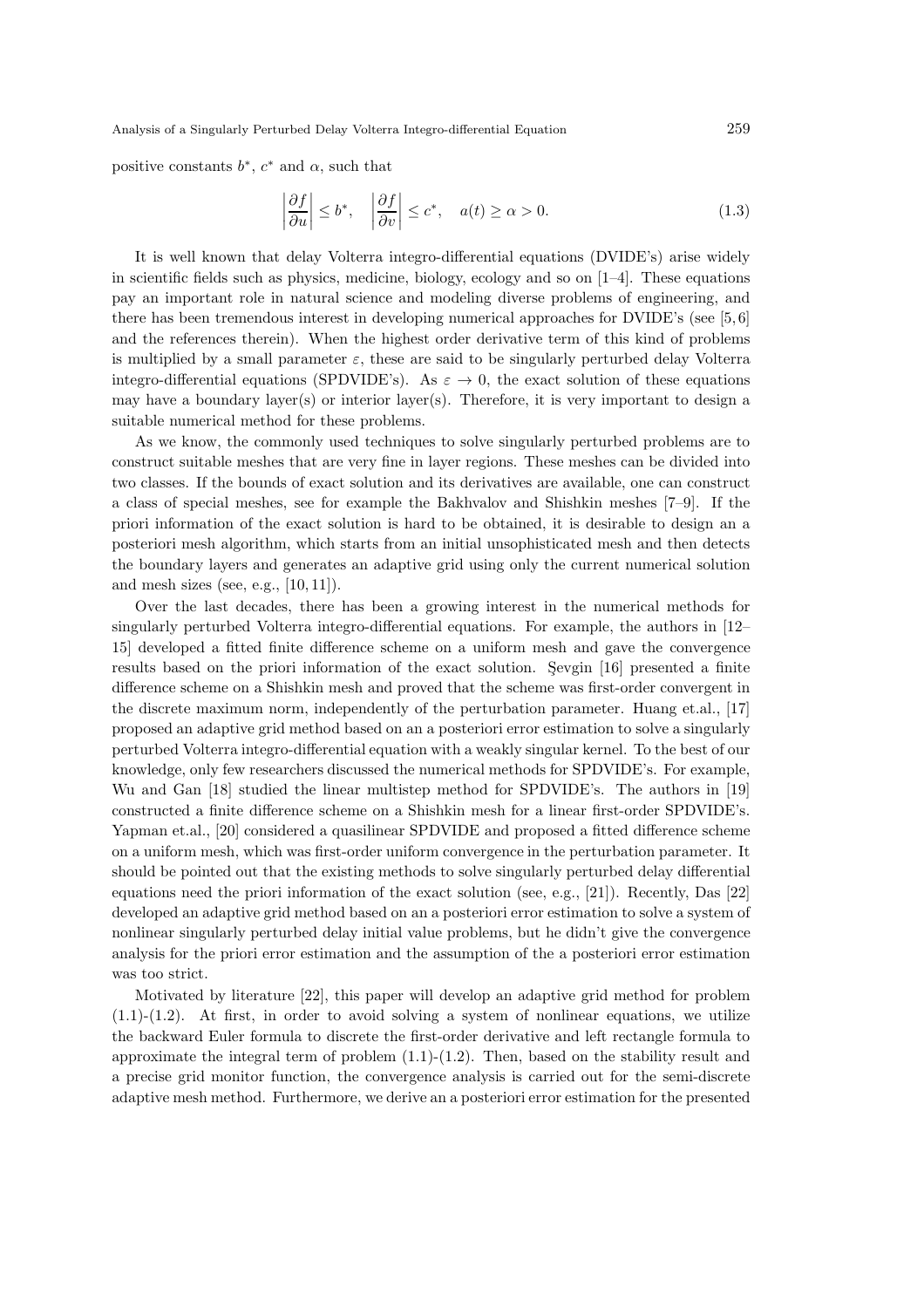positive constants $b^*$, $c^*$ and $\alpha$, such that

$$\left|\frac{\partial f}{\partial u}\right| \leq b^*, \quad \left|\frac{\partial f}{\partial v}\right| \leq c^*, \quad a(t) \geq \alpha > 0. \tag{1.3}$$

It is well known that delay Volterra integro-differential equations (DVIDE's) arise widely in scientific fields such as physics, medicine, biology, ecology and so on [1–4]. These equations pay an important role in natural science and modeling diverse problems of engineering, and there has been tremendous interest in developing numerical approaches for DVIDE's (see [5,6] and the references therein). When the highest order derivative term of this kind of problems is multiplied by a small parameter $\varepsilon$, these are said to be singularly perturbed delay Volterra integro-differential equations (SPDVIDE's). As $\varepsilon \to 0$, the exact solution of these equations may have a boundary layer(s) or interior layer(s). Therefore, it is very important to design a suitable numerical method for these problems.

As we know, the commonly used techniques to solve singularly perturbed problems are to construct suitable meshes that are very fine in layer regions. These meshes can be divided into two classes. If the bounds of exact solution and its derivatives are available, one can construct a class of special meshes, see for example the Bakhvalov and Shishkin meshes [7–9]. If the priori information of the exact solution is hard to be obtained, it is desirable to design an a posteriori mesh algorithm, which starts from an initial unsophisticated mesh and then detects the boundary layers and generates an adaptive grid using only the current numerical solution and mesh sizes (see, e.g., [10, 11]).

Over the last decades, there has been a growing interest in the numerical methods for singularly perturbed Volterra integro-differential equations. For example, the authors in [12–15] developed a fitted finite difference scheme on a uniform mesh and gave the convergence results based on the priori information of the exact solution. Şevgin [16] presented a finite difference scheme on a Shishkin mesh and proved that the scheme was first-order convergent in the discrete maximum norm, independently of the perturbation parameter. Huang et.al., [17] proposed an adaptive grid method based on an a posteriori error estimation to solve a singularly perturbed Volterra integro-differential equation with a weakly singular kernel. To the best of our knowledge, only few researchers discussed the numerical methods for SPDVIDE's. For example, Wu and Gan [18] studied the linear multistep method for SPDVIDE's. The authors in [19] constructed a finite difference scheme on a Shishkin mesh for a linear first-order SPDVIDE's. Yapman et.al., [20] considered a quasilinear SPDVIDE and proposed a fitted difference scheme on a uniform mesh, which was first-order uniform convergence in the perturbation parameter. It should be pointed out that the existing methods to solve singularly perturbed delay differential equations need the priori information of the exact solution (see, e.g., [21]). Recently, Das [22] developed an adaptive grid method based on an a posteriori error estimation to solve a system of nonlinear singularly perturbed delay initial value problems, but he didn't give the convergence analysis for the priori error estimation and the assumption of the a posteriori error estimation was too strict.

Motivated by literature [22], this paper will develop an adaptive grid method for problem (1.1)-(1.2). At first, in order to avoid solving a system of nonlinear equations, we utilize the backward Euler formula to discrete the first-order derivative and left rectangle formula to approximate the integral term of problem (1.1)-(1.2). Then, based on the stability result and a precise grid monitor function, the convergence analysis is carried out for the semi-discrete adaptive mesh method. Furthermore, we derive an a posteriori error estimation for the presented